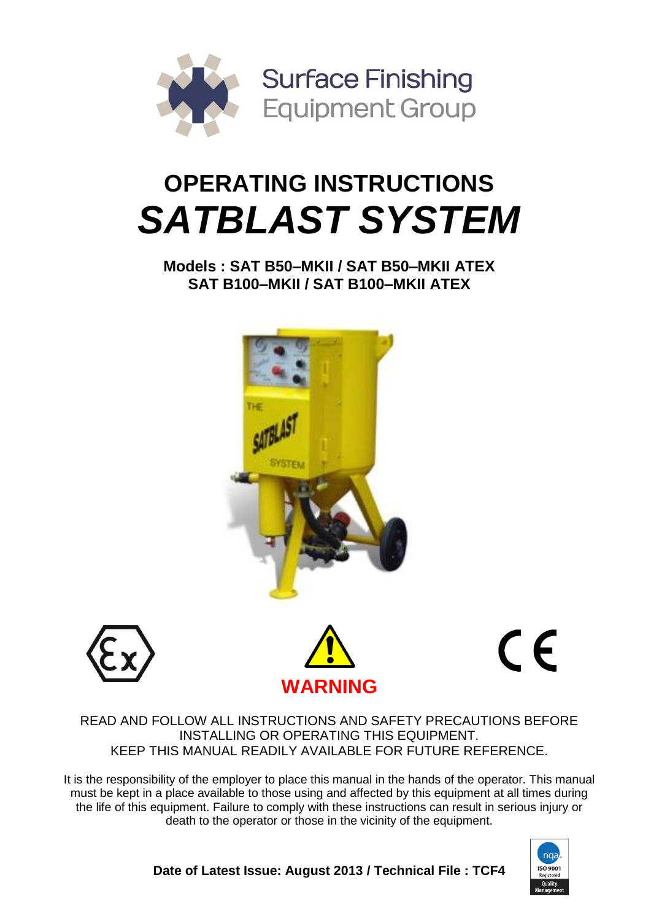Surface Finishing Equipment Group

# OPERATING INSTRUCTIONS

# *SATBLAST SYSTEM*

**Models : SAT B50–MKII / SAT B50–MKII ATEX**
**SAT B100–MKII / SAT B100–MKII ATEX**

**WARNING**

READ AND FOLLOW ALL INSTRUCTIONS AND SAFETY PRECAUTIONS BEFORE INSTALLING OR OPERATING THIS EQUIPMENT.
KEEP THIS MANUAL READILY AVAILABLE FOR FUTURE REFERENCE.

It is the responsibility of the employer to place this manual in the hands of the operator. This manual must be kept in a place available to those using and affected by this equipment at all times during the life of this equipment. Failure to comply with these instructions can result in serious injury or death to the operator or those in the vicinity of the equipment.

**Date of Latest Issue: August 2013 / Technical File : TCF4**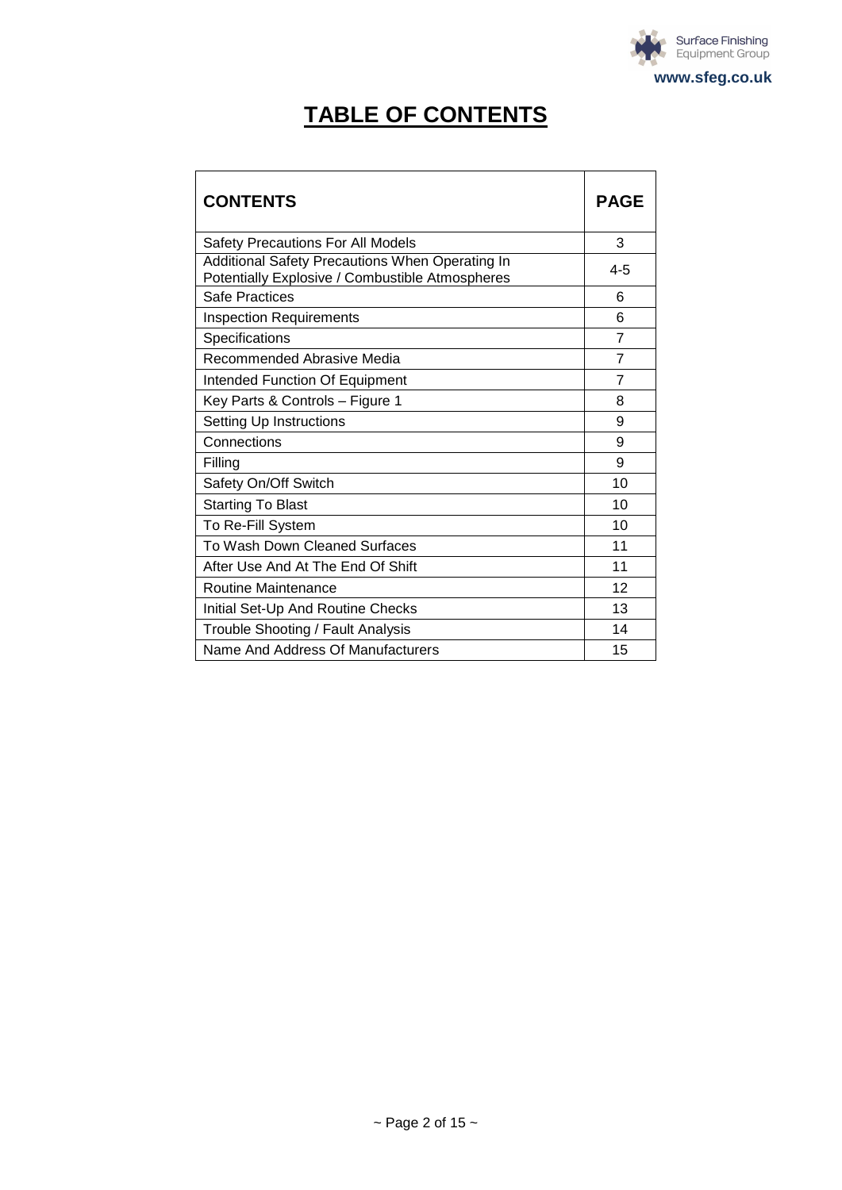# TABLE OF CONTENTS

| CONTENTS | PAGE |
|---|---|
| Safety Precautions For All Models | 3 |
| Additional Safety Precautions When Operating In Potentially Explosive / Combustible Atmospheres | 4-5 |
| Safe Practices | 6 |
| Inspection Requirements | 6 |
| Specifications | 7 |
| Recommended Abrasive Media | 7 |
| Intended Function Of Equipment | 7 |
| Key Parts & Controls – Figure 1 | 8 |
| Setting Up Instructions | 9 |
| Connections | 9 |
| Filling | 9 |
| Safety On/Off Switch | 10 |
| Starting To Blast | 10 |
| To Re-Fill System | 10 |
| To Wash Down Cleaned Surfaces | 11 |
| After Use And At The End Of Shift | 11 |
| Routine Maintenance | 12 |
| Initial Set-Up And Routine Checks | 13 |
| Trouble Shooting / Fault Analysis | 14 |
| Name And Address Of Manufacturers | 15 |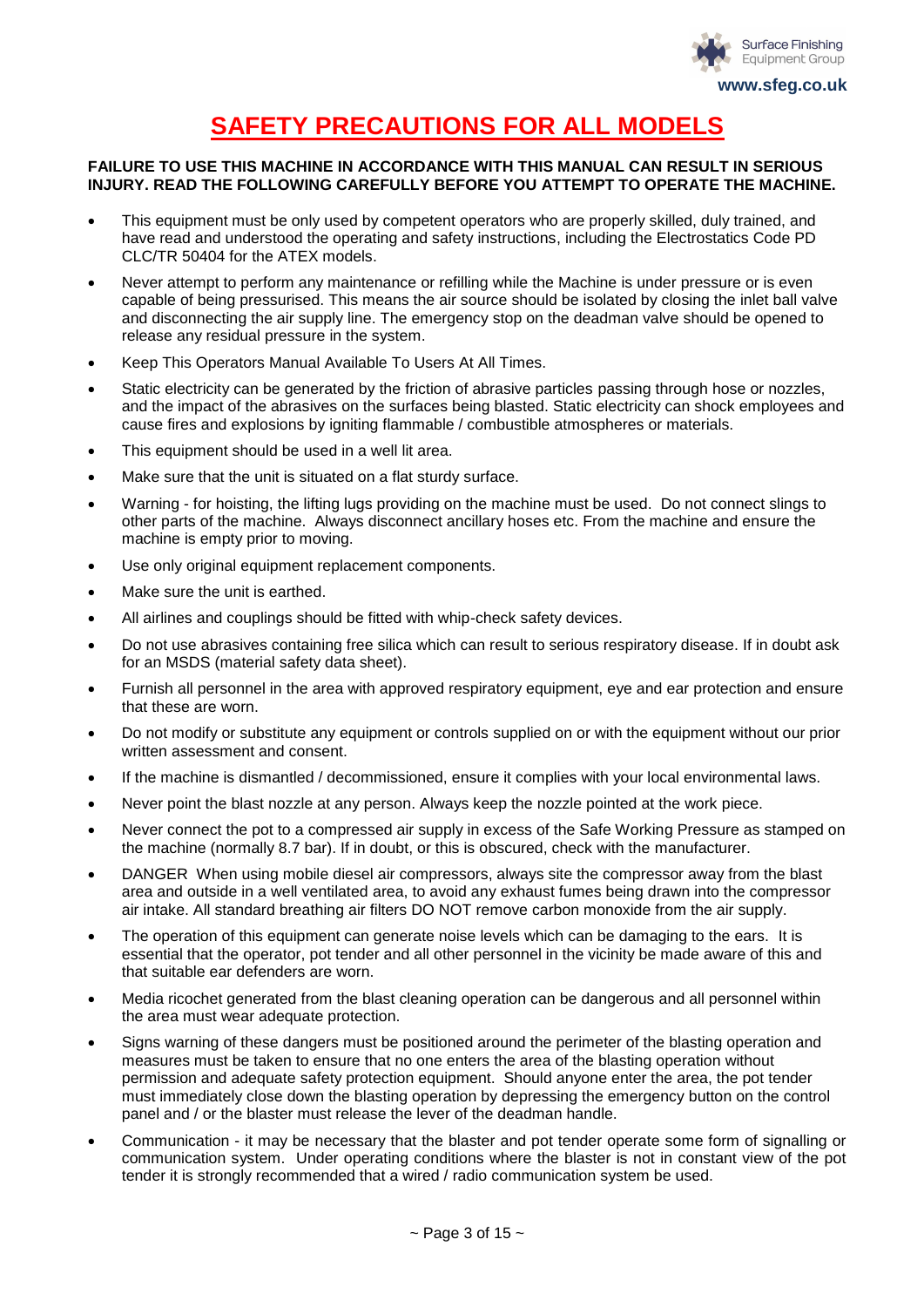# SAFETY PRECAUTIONS FOR ALL MODELS

**FAILURE TO USE THIS MACHINE IN ACCORDANCE WITH THIS MANUAL CAN RESULT IN SERIOUS INJURY. READ THE FOLLOWING CAREFULLY BEFORE YOU ATTEMPT TO OPERATE THE MACHINE.**

- This equipment must be only used by competent operators who are properly skilled, duly trained, and have read and understood the operating and safety instructions, including the Electrostatics Code PD CLC/TR 50404 for the ATEX models.
- Never attempt to perform any maintenance or refilling while the Machine is under pressure or is even capable of being pressurised. This means the air source should be isolated by closing the inlet ball valve and disconnecting the air supply line. The emergency stop on the deadman valve should be opened to release any residual pressure in the system.
- Keep This Operators Manual Available To Users At All Times.
- Static electricity can be generated by the friction of abrasive particles passing through hose or nozzles, and the impact of the abrasives on the surfaces being blasted. Static electricity can shock employees and cause fires and explosions by igniting flammable / combustible atmospheres or materials.
- This equipment should be used in a well lit area.
- Make sure that the unit is situated on a flat sturdy surface.
- Warning - for hoisting, the lifting lugs providing on the machine must be used. Do not connect slings to other parts of the machine. Always disconnect ancillary hoses etc. From the machine and ensure the machine is empty prior to moving.
- Use only original equipment replacement components.
- Make sure the unit is earthed.
- All airlines and couplings should be fitted with whip-check safety devices.
- Do not use abrasives containing free silica which can result to serious respiratory disease. If in doubt ask for an MSDS (material safety data sheet).
- Furnish all personnel in the area with approved respiratory equipment, eye and ear protection and ensure that these are worn.
- Do not modify or substitute any equipment or controls supplied on or with the equipment without our prior written assessment and consent.
- If the machine is dismantled / decommissioned, ensure it complies with your local environmental laws.
- Never point the blast nozzle at any person. Always keep the nozzle pointed at the work piece.
- Never connect the pot to a compressed air supply in excess of the Safe Working Pressure as stamped on the machine (normally 8.7 bar). If in doubt, or this is obscured, check with the manufacturer.
- DANGER When using mobile diesel air compressors, always site the compressor away from the blast area and outside in a well ventilated area, to avoid any exhaust fumes being drawn into the compressor air intake. All standard breathing air filters DO NOT remove carbon monoxide from the air supply.
- The operation of this equipment can generate noise levels which can be damaging to the ears. It is essential that the operator, pot tender and all other personnel in the vicinity be made aware of this and that suitable ear defenders are worn.
- Media ricochet generated from the blast cleaning operation can be dangerous and all personnel within the area must wear adequate protection.
- Signs warning of these dangers must be positioned around the perimeter of the blasting operation and measures must be taken to ensure that no one enters the area of the blasting operation without permission and adequate safety protection equipment. Should anyone enter the area, the pot tender must immediately close down the blasting operation by depressing the emergency button on the control panel and / or the blaster must release the lever of the deadman handle.
- Communication - it may be necessary that the blaster and pot tender operate some form of signalling or communication system. Under operating conditions where the blaster is not in constant view of the pot tender it is strongly recommended that a wired / radio communication system be used.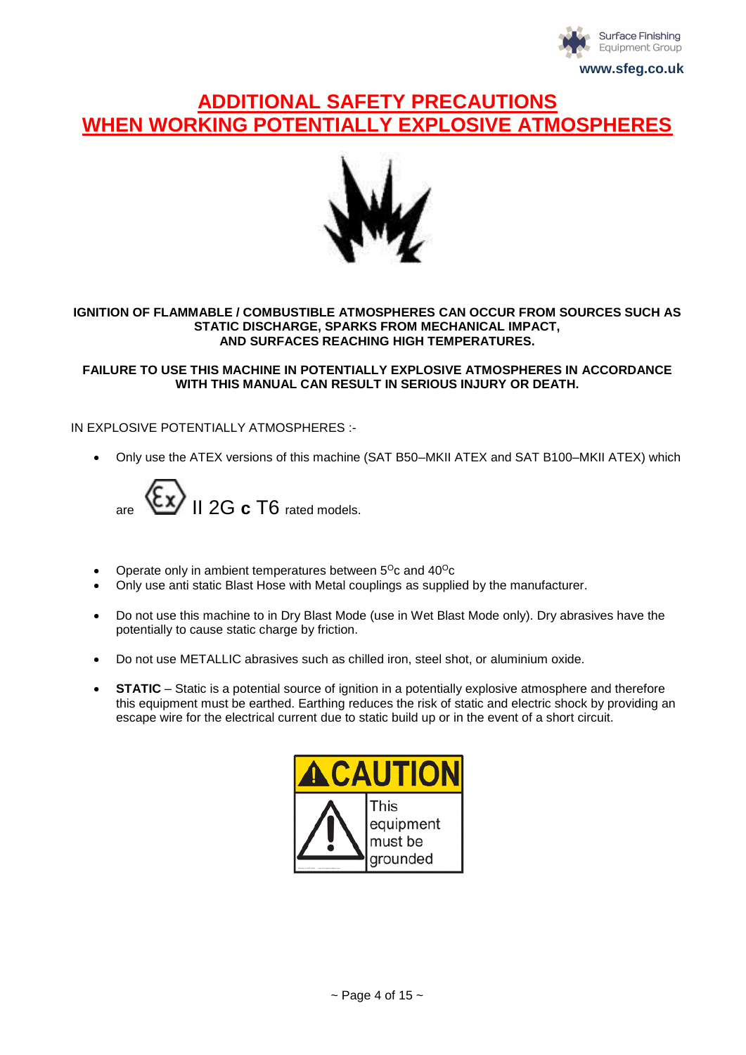# ADDITIONAL SAFETY PRECAUTIONS WHEN WORKING POTENTIALLY EXPLOSIVE ATMOSPHERES

**IGNITION OF FLAMMABLE / COMBUSTIBLE ATMOSPHERES CAN OCCUR FROM SOURCES SUCH AS STATIC DISCHARGE, SPARKS FROM MECHANICAL IMPACT, AND SURFACES REACHING HIGH TEMPERATURES.**

**FAILURE TO USE THIS MACHINE IN POTENTIALLY EXPLOSIVE ATMOSPHERES IN ACCORDANCE WITH THIS MANUAL CAN RESULT IN SERIOUS INJURY OR DEATH.**

IN EXPLOSIVE POTENTIALLY ATMOSPHERES :-

- Only use the ATEX versions of this machine (SAT B50–MKII ATEX and SAT B100–MKII ATEX) which are Ex II 2G **c** T6 rated models.
- Operate only in ambient temperatures between 5$^{O}$c and 40$^{O}$c
- Only use anti static Blast Hose with Metal couplings as supplied by the manufacturer.
- Do not use this machine to in Dry Blast Mode (use in Wet Blast Mode only). Dry abrasives have the potentially to cause static charge by friction.
- Do not use METALLIC abrasives such as chilled iron, steel shot, or aluminium oxide.
- **STATIC** – Static is a potential source of ignition in a potentially explosive atmosphere and therefore this equipment must be earthed. Earthing reduces the risk of static and electric shock by providing an escape wire for the electrical current due to static build up or in the event of a short circuit.

**CAUTION**

This equipment must be grounded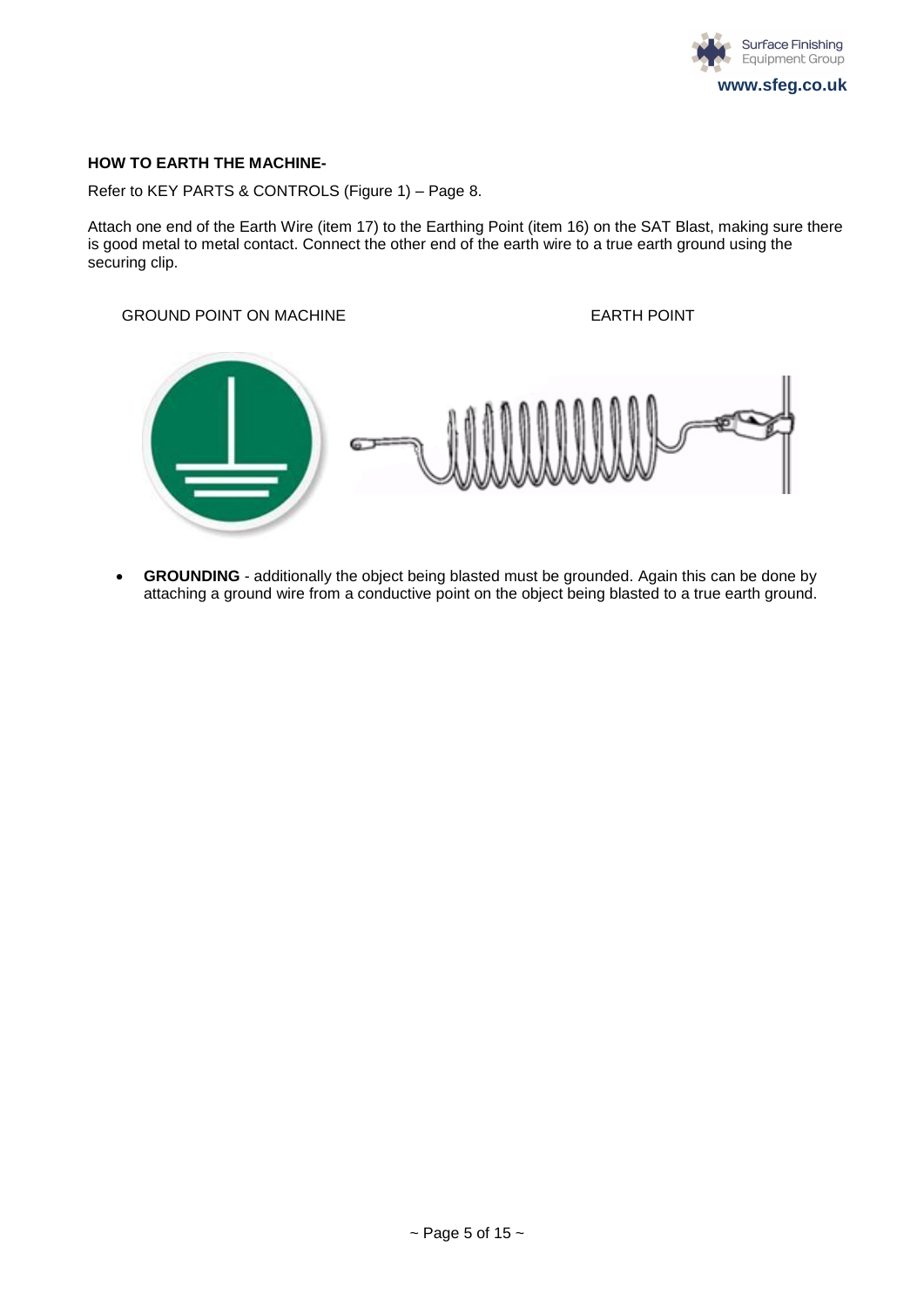**HOW TO EARTH THE MACHINE-**

Refer to KEY PARTS & CONTROLS (Figure 1) – Page 8.

Attach one end of the Earth Wire (item 17) to the Earthing Point (item 16) on the SAT Blast, making sure there is good metal to metal contact. Connect the other end of the earth wire to a true earth ground using the securing clip.

GROUND POINT ON MACHINE

EARTH POINT

- **GROUNDING** - additionally the object being blasted must be grounded. Again this can be done by attaching a ground wire from a conductive point on the object being blasted to a true earth ground.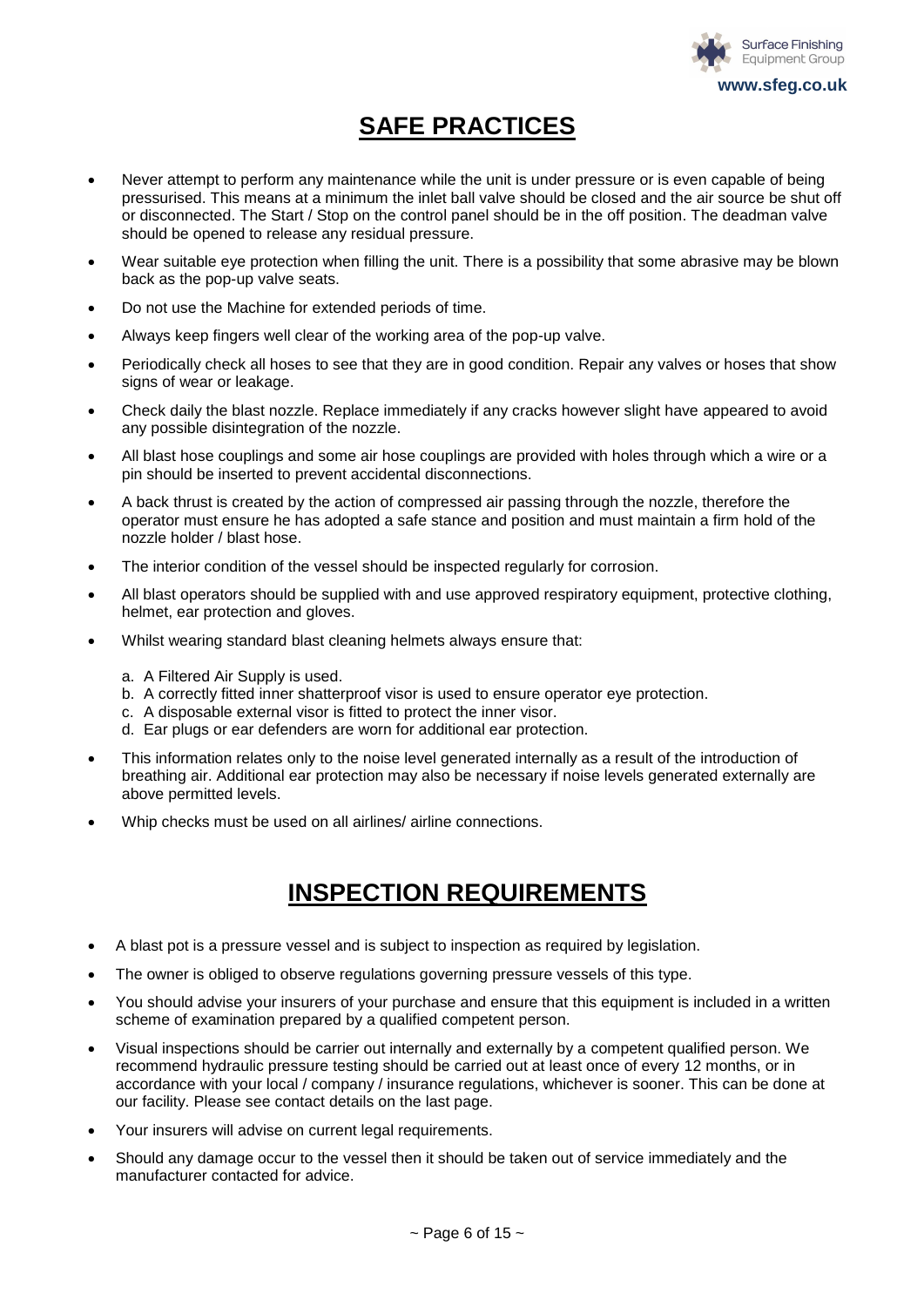# SAFE PRACTICES

- Never attempt to perform any maintenance while the unit is under pressure or is even capable of being pressurised. This means at a minimum the inlet ball valve should be closed and the air source be shut off or disconnected. The Start / Stop on the control panel should be in the off position. The deadman valve should be opened to release any residual pressure.
- Wear suitable eye protection when filling the unit. There is a possibility that some abrasive may be blown back as the pop-up valve seats.
- Do not use the Machine for extended periods of time.
- Always keep fingers well clear of the working area of the pop-up valve.
- Periodically check all hoses to see that they are in good condition. Repair any valves or hoses that show signs of wear or leakage.
- Check daily the blast nozzle. Replace immediately if any cracks however slight have appeared to avoid any possible disintegration of the nozzle.
- All blast hose couplings and some air hose couplings are provided with holes through which a wire or a pin should be inserted to prevent accidental disconnections.
- A back thrust is created by the action of compressed air passing through the nozzle, therefore the operator must ensure he has adopted a safe stance and position and must maintain a firm hold of the nozzle holder / blast hose.
- The interior condition of the vessel should be inspected regularly for corrosion.
- All blast operators should be supplied with and use approved respiratory equipment, protective clothing, helmet, ear protection and gloves.
- Whilst wearing standard blast cleaning helmets always ensure that:
  a. A Filtered Air Supply is used.
  b. A correctly fitted inner shatterproof visor is used to ensure operator eye protection.
  c. A disposable external visor is fitted to protect the inner visor.
  d. Ear plugs or ear defenders are worn for additional ear protection.
- This information relates only to the noise level generated internally as a result of the introduction of breathing air. Additional ear protection may also be necessary if noise levels generated externally are above permitted levels.
- Whip checks must be used on all airlines/ airline connections.

# INSPECTION REQUIREMENTS

- A blast pot is a pressure vessel and is subject to inspection as required by legislation.
- The owner is obliged to observe regulations governing pressure vessels of this type.
- You should advise your insurers of your purchase and ensure that this equipment is included in a written scheme of examination prepared by a qualified competent person.
- Visual inspections should be carrier out internally and externally by a competent qualified person. We recommend hydraulic pressure testing should be carried out at least once of every 12 months, or in accordance with your local / company / insurance regulations, whichever is sooner. This can be done at our facility. Please see contact details on the last page.
- Your insurers will advise on current legal requirements.
- Should any damage occur to the vessel then it should be taken out of service immediately and the manufacturer contacted for advice.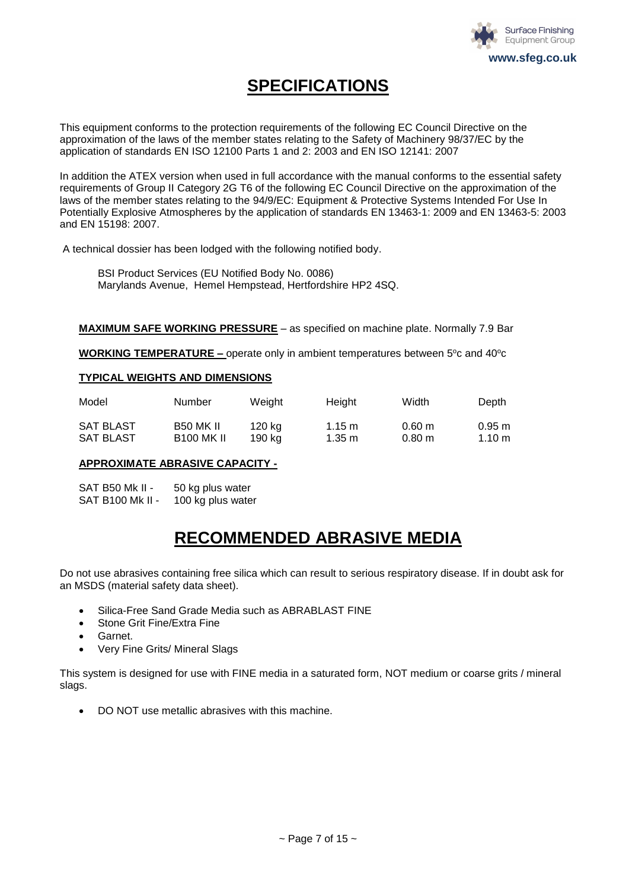# SPECIFICATIONS

This equipment conforms to the protection requirements of the following EC Council Directive on the approximation of the laws of the member states relating to the Safety of Machinery 98/37/EC by the application of standards EN ISO 12100 Parts 1 and 2: 2003 and EN ISO 12141: 2007

In addition the ATEX version when used in full accordance with the manual conforms to the essential safety requirements of Group II Category 2G T6 of the following EC Council Directive on the approximation of the laws of the member states relating to the 94/9/EC: Equipment & Protective Systems Intended For Use In Potentially Explosive Atmospheres by the application of standards EN 13463-1: 2009 and EN 13463-5: 2003 and EN 15198: 2007.

A technical dossier has been lodged with the following notified body.

BSI Product Services (EU Notified Body No. 0086)
Marylands Avenue, Hemel Hempstead, Hertfordshire HP2 4SQ.

**MAXIMUM SAFE WORKING PRESSURE** – as specified on machine plate. Normally 7.9 Bar

**WORKING TEMPERATURE –** operate only in ambient temperatures between 5ºc and 40ºc

**TYPICAL WEIGHTS AND DIMENSIONS**

| Model | Number | Weight | Height | Width | Depth |
|---|---|---|---|---|---|
| SAT BLAST | B50 MK II | 120 kg | 1.15 m | 0.60 m | 0.95 m |
| SAT BLAST | B100 MK II | 190 kg | 1.35 m | 0.80 m | 1.10 m |

**APPROXIMATE ABRASIVE CAPACITY -**

SAT B50 Mk II - 50 kg plus water
SAT B100 Mk II - 100 kg plus water

# RECOMMENDED ABRASIVE MEDIA

Do not use abrasives containing free silica which can result to serious respiratory disease. If in doubt ask for an MSDS (material safety data sheet).

- Silica-Free Sand Grade Media such as ABRABLAST FINE
- Stone Grit Fine/Extra Fine
- Garnet.
- Very Fine Grits/ Mineral Slags

This system is designed for use with FINE media in a saturated form, NOT medium or coarse grits / mineral slags.

- DO NOT use metallic abrasives with this machine.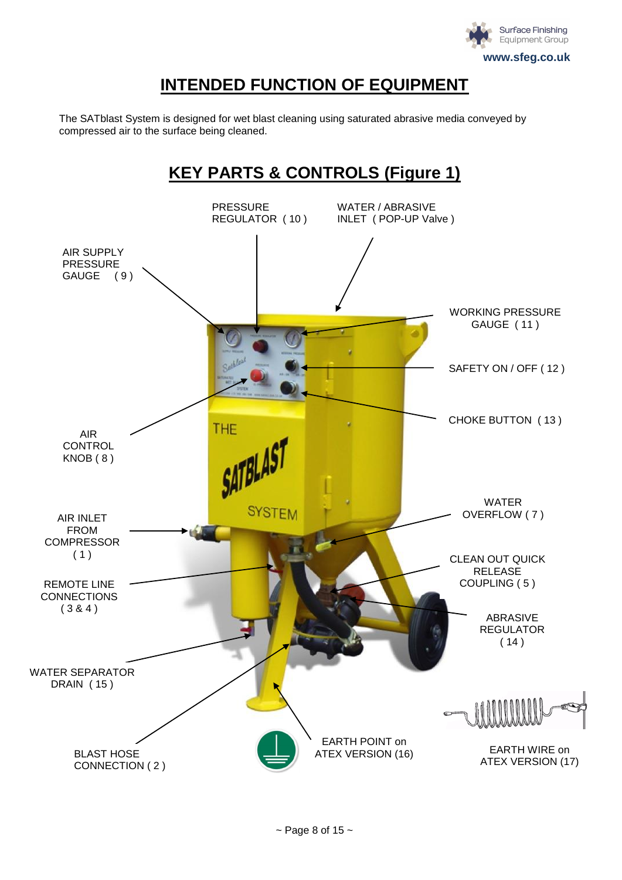# INTENDED FUNCTION OF EQUIPMENT

The SATblast System is designed for wet blast cleaning using saturated abrasive media conveyed by compressed air to the surface being cleaned.

# KEY PARTS & CONTROLS (Figure 1)

PRESSURE REGULATOR ( 10 )

WATER / ABRASIVE INLET ( POP-UP Valve )

AIR SUPPLY PRESSURE GAUGE ( 9 )

WORKING PRESSURE GAUGE ( 11 )

SAFETY ON / OFF ( 12 )

CHOKE BUTTON ( 13 )

AIR CONTROL KNOB ( 8 )

WATER OVERFLOW ( 7 )

AIR INLET FROM COMPRESSOR ( 1 )

CLEAN OUT QUICK RELEASE COUPLING ( 5 )

REMOTE LINE CONNECTIONS ( 3 & 4 )

ABRASIVE REGULATOR ( 14 )

WATER SEPARATOR DRAIN ( 15 )

BLAST HOSE CONNECTION ( 2 )

EARTH POINT on ATEX VERSION (16)

EARTH WIRE on ATEX VERSION (17)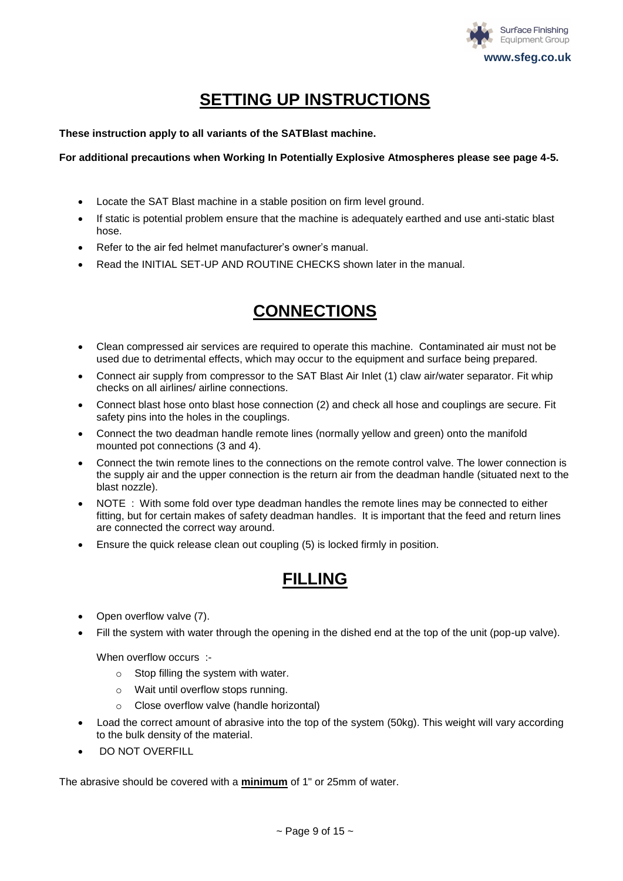# SETTING UP INSTRUCTIONS

**These instruction apply to all variants of the SATBlast machine.**

**For additional precautions when Working In Potentially Explosive Atmospheres please see page 4-5.**

- Locate the SAT Blast machine in a stable position on firm level ground.
- If static is potential problem ensure that the machine is adequately earthed and use anti-static blast hose.
- Refer to the air fed helmet manufacturer's owner's manual.
- Read the INITIAL SET-UP AND ROUTINE CHECKS shown later in the manual.

# CONNECTIONS

- Clean compressed air services are required to operate this machine. Contaminated air must not be used due to detrimental effects, which may occur to the equipment and surface being prepared.
- Connect air supply from compressor to the SAT Blast Air Inlet (1) claw air/water separator. Fit whip checks on all airlines/ airline connections.
- Connect blast hose onto blast hose connection (2) and check all hose and couplings are secure. Fit safety pins into the holes in the couplings.
- Connect the two deadman handle remote lines (normally yellow and green) onto the manifold mounted pot connections (3 and 4).
- Connect the twin remote lines to the connections on the remote control valve. The lower connection is the supply air and the upper connection is the return air from the deadman handle (situated next to the blast nozzle).
- NOTE : With some fold over type deadman handles the remote lines may be connected to either fitting, but for certain makes of safety deadman handles. It is important that the feed and return lines are connected the correct way around.
- Ensure the quick release clean out coupling (5) is locked firmly in position.

# FILLING

- Open overflow valve (7).
- Fill the system with water through the opening in the dished end at the top of the unit (pop-up valve).

  When overflow occurs :-

  - Stop filling the system with water.
  - Wait until overflow stops running.
  - Close overflow valve (handle horizontal)
- Load the correct amount of abrasive into the top of the system (50kg). This weight will vary according to the bulk density of the material.
- DO NOT OVERFILL

The abrasive should be covered with a **minimum** of 1" or 25mm of water.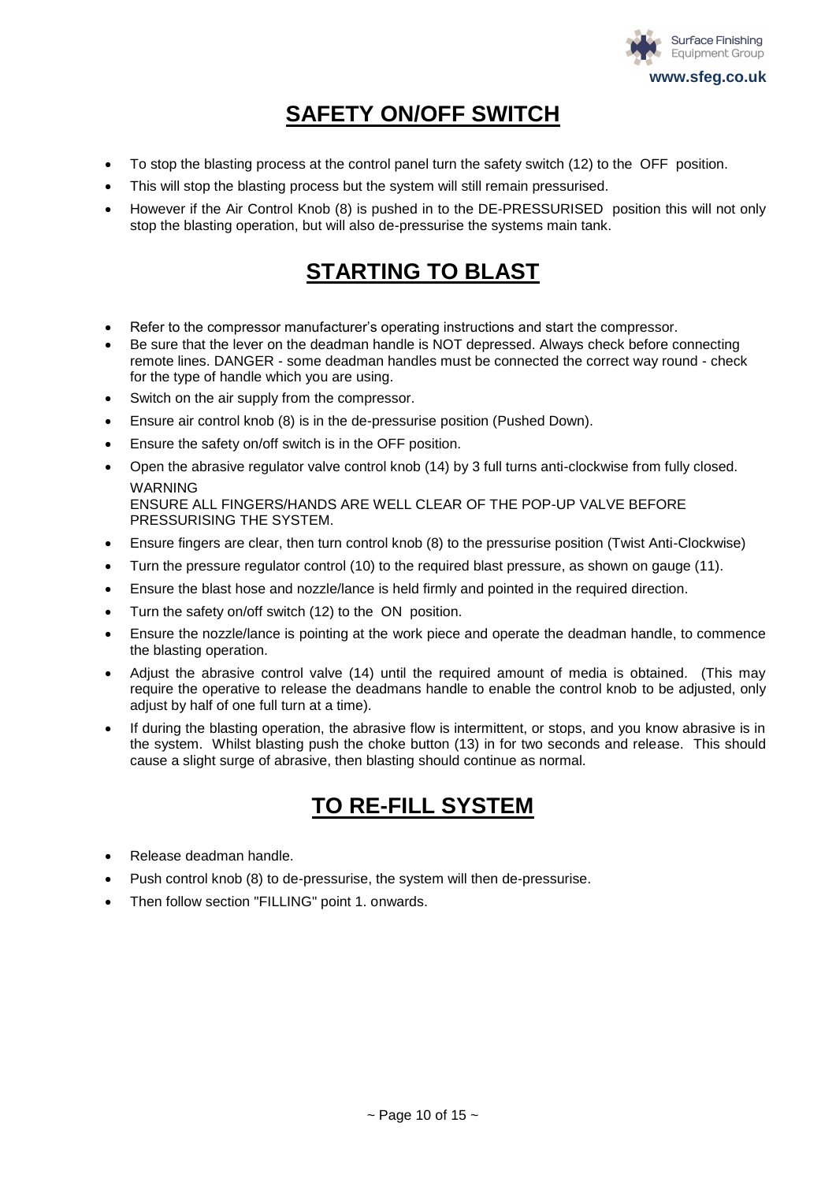## SAFETY ON/OFF SWITCH

- To stop the blasting process at the control panel turn the safety switch (12) to the OFF position.
- This will stop the blasting process but the system will still remain pressurised.
- However if the Air Control Knob (8) is pushed in to the DE-PRESSURISED position this will not only stop the blasting operation, but will also de-pressurise the systems main tank.

## STARTING TO BLAST

- Refer to the compressor manufacturer's operating instructions and start the compressor.
- Be sure that the lever on the deadman handle is NOT depressed. Always check before connecting remote lines. DANGER - some deadman handles must be connected the correct way round - check for the type of handle which you are using.
- Switch on the air supply from the compressor.
- Ensure air control knob (8) is in the de-pressurise position (Pushed Down).
- Ensure the safety on/off switch is in the OFF position.
- Open the abrasive regulator valve control knob (14) by 3 full turns anti-clockwise from fully closed.

  WARNING

  ENSURE ALL FINGERS/HANDS ARE WELL CLEAR OF THE POP-UP VALVE BEFORE PRESSURISING THE SYSTEM.
- Ensure fingers are clear, then turn control knob (8) to the pressurise position (Twist Anti-Clockwise)
- Turn the pressure regulator control (10) to the required blast pressure, as shown on gauge (11).
- Ensure the blast hose and nozzle/lance is held firmly and pointed in the required direction.
- Turn the safety on/off switch (12) to the ON position.
- Ensure the nozzle/lance is pointing at the work piece and operate the deadman handle, to commence the blasting operation.
- Adjust the abrasive control valve (14) until the required amount of media is obtained. (This may require the operative to release the deadmans handle to enable the control knob to be adjusted, only adjust by half of one full turn at a time).
- If during the blasting operation, the abrasive flow is intermittent, or stops, and you know abrasive is in the system. Whilst blasting push the choke button (13) in for two seconds and release. This should cause a slight surge of abrasive, then blasting should continue as normal.

## TO RE-FILL SYSTEM

- Release deadman handle.
- Push control knob (8) to de-pressurise, the system will then de-pressurise.
- Then follow section "FILLING" point 1. onwards.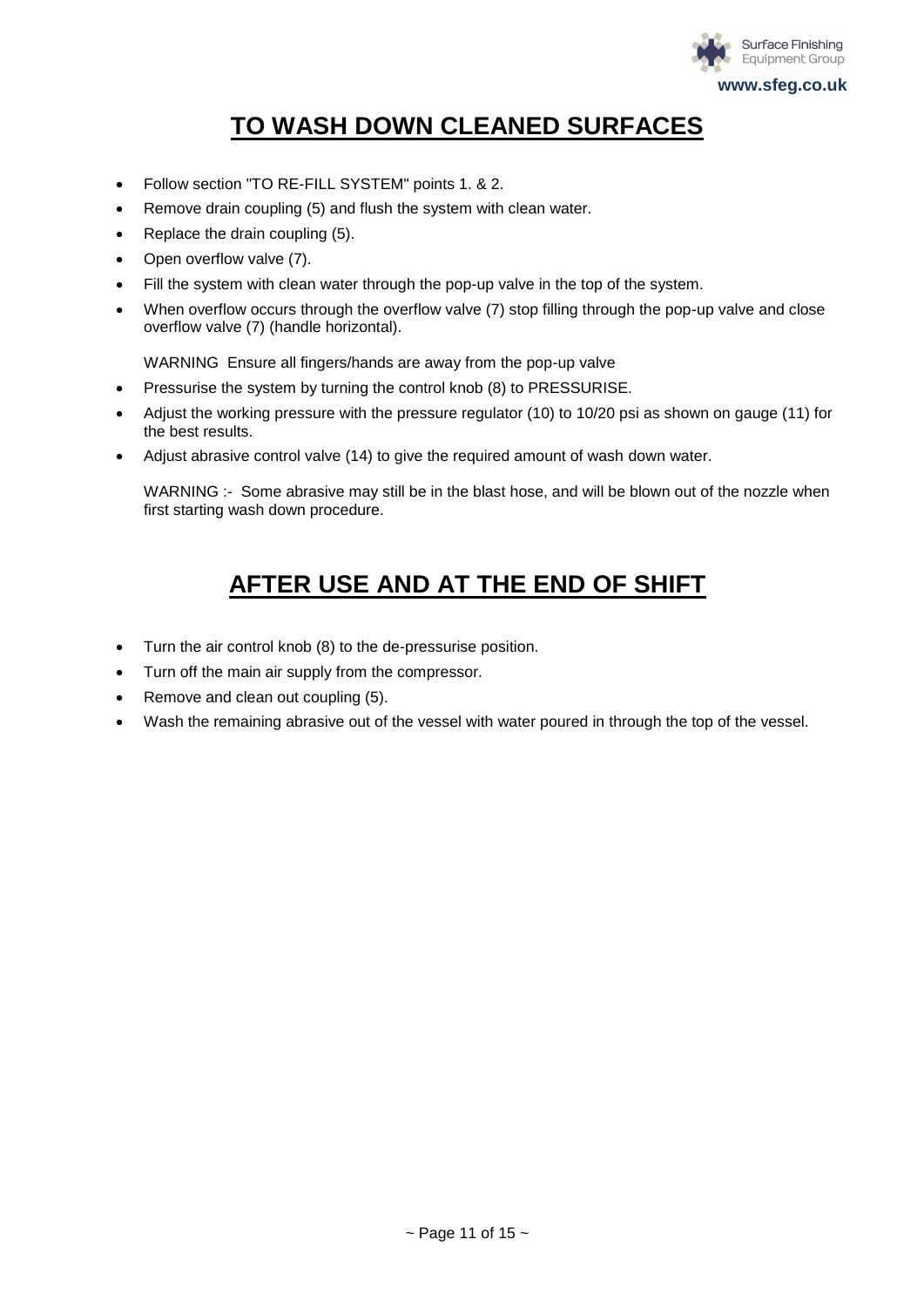# TO WASH DOWN CLEANED SURFACES

- Follow section "TO RE-FILL SYSTEM" points 1. & 2.
- Remove drain coupling (5) and flush the system with clean water.
- Replace the drain coupling (5).
- Open overflow valve (7).
- Fill the system with clean water through the pop-up valve in the top of the system.
- When overflow occurs through the overflow valve (7) stop filling through the pop-up valve and close overflow valve (7) (handle horizontal).

  WARNING Ensure all fingers/hands are away from the pop-up valve

- Pressurise the system by turning the control knob (8) to PRESSURISE.
- Adjust the working pressure with the pressure regulator (10) to 10/20 psi as shown on gauge (11) for the best results.
- Adjust abrasive control valve (14) to give the required amount of wash down water.

  WARNING :- Some abrasive may still be in the blast hose, and will be blown out of the nozzle when first starting wash down procedure.

# AFTER USE AND AT THE END OF SHIFT

- Turn the air control knob (8) to the de-pressurise position.
- Turn off the main air supply from the compressor.
- Remove and clean out coupling (5).
- Wash the remaining abrasive out of the vessel with water poured in through the top of the vessel.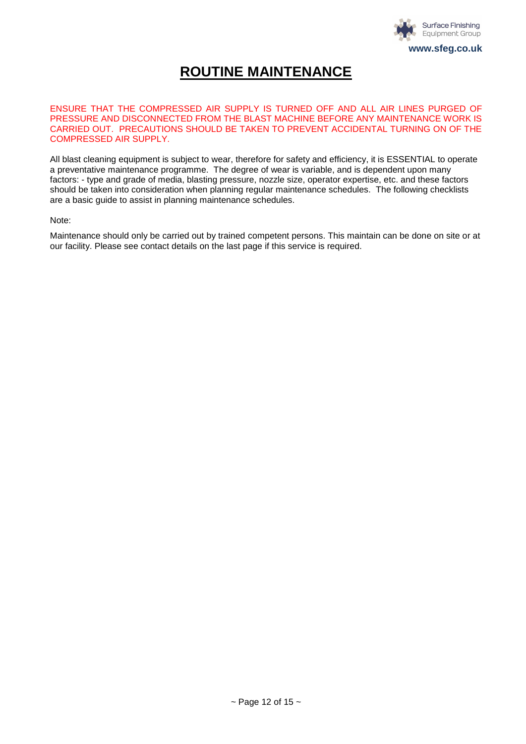# ROUTINE MAINTENANCE

ENSURE THAT THE COMPRESSED AIR SUPPLY IS TURNED OFF AND ALL AIR LINES PURGED OF PRESSURE AND DISCONNECTED FROM THE BLAST MACHINE BEFORE ANY MAINTENANCE WORK IS CARRIED OUT. PRECAUTIONS SHOULD BE TAKEN TO PREVENT ACCIDENTAL TURNING ON OF THE COMPRESSED AIR SUPPLY.

All blast cleaning equipment is subject to wear, therefore for safety and efficiency, it is ESSENTIAL to operate a preventative maintenance programme. The degree of wear is variable, and is dependent upon many factors: - type and grade of media, blasting pressure, nozzle size, operator expertise, etc. and these factors should be taken into consideration when planning regular maintenance schedules. The following checklists are a basic guide to assist in planning maintenance schedules.

Note:

Maintenance should only be carried out by trained competent persons. This maintain can be done on site or at our facility. Please see contact details on the last page if this service is required.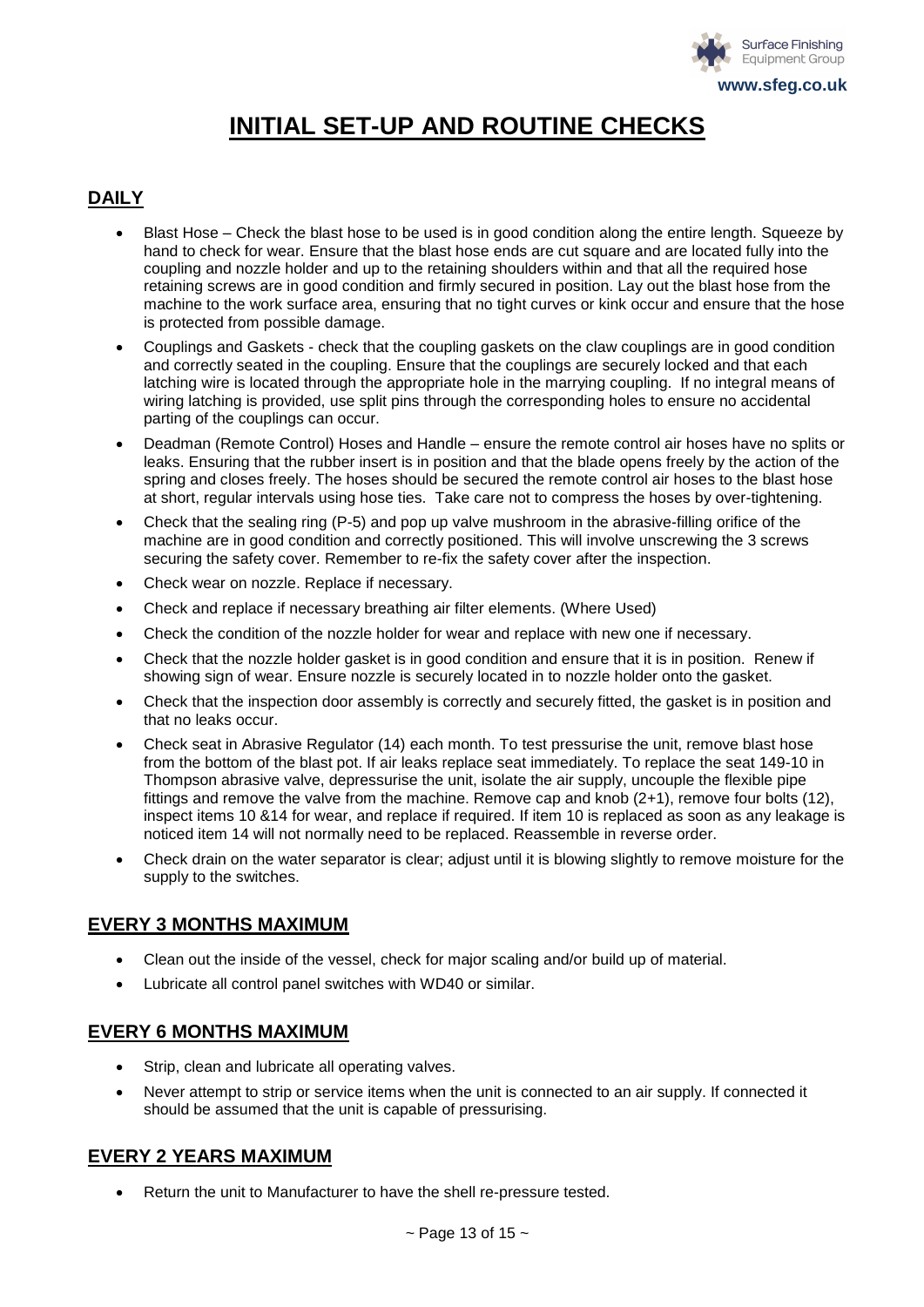# INITIAL SET-UP AND ROUTINE CHECKS

## DAILY

- Blast Hose – Check the blast hose to be used is in good condition along the entire length. Squeeze by hand to check for wear. Ensure that the blast hose ends are cut square and are located fully into the coupling and nozzle holder and up to the retaining shoulders within and that all the required hose retaining screws are in good condition and firmly secured in position. Lay out the blast hose from the machine to the work surface area, ensuring that no tight curves or kink occur and ensure that the hose is protected from possible damage.
- Couplings and Gaskets - check that the coupling gaskets on the claw couplings are in good condition and correctly seated in the coupling. Ensure that the couplings are securely locked and that each latching wire is located through the appropriate hole in the marrying coupling. If no integral means of wiring latching is provided, use split pins through the corresponding holes to ensure no accidental parting of the couplings can occur.
- Deadman (Remote Control) Hoses and Handle – ensure the remote control air hoses have no splits or leaks. Ensuring that the rubber insert is in position and that the blade opens freely by the action of the spring and closes freely. The hoses should be secured the remote control air hoses to the blast hose at short, regular intervals using hose ties. Take care not to compress the hoses by over-tightening.
- Check that the sealing ring (P-5) and pop up valve mushroom in the abrasive-filling orifice of the machine are in good condition and correctly positioned. This will involve unscrewing the 3 screws securing the safety cover. Remember to re-fix the safety cover after the inspection.
- Check wear on nozzle. Replace if necessary.
- Check and replace if necessary breathing air filter elements. (Where Used)
- Check the condition of the nozzle holder for wear and replace with new one if necessary.
- Check that the nozzle holder gasket is in good condition and ensure that it is in position. Renew if showing sign of wear. Ensure nozzle is securely located in to nozzle holder onto the gasket.
- Check that the inspection door assembly is correctly and securely fitted, the gasket is in position and that no leaks occur.
- Check seat in Abrasive Regulator (14) each month. To test pressurise the unit, remove blast hose from the bottom of the blast pot. If air leaks replace seat immediately. To replace the seat 149-10 in Thompson abrasive valve, depressurise the unit, isolate the air supply, uncouple the flexible pipe fittings and remove the valve from the machine. Remove cap and knob (2+1), remove four bolts (12), inspect items 10 &14 for wear, and replace if required. If item 10 is replaced as soon as any leakage is noticed item 14 will not normally need to be replaced. Reassemble in reverse order.
- Check drain on the water separator is clear; adjust until it is blowing slightly to remove moisture for the supply to the switches.

## EVERY 3 MONTHS MAXIMUM

- Clean out the inside of the vessel, check for major scaling and/or build up of material.
- Lubricate all control panel switches with WD40 or similar.

## EVERY 6 MONTHS MAXIMUM

- Strip, clean and lubricate all operating valves.
- Never attempt to strip or service items when the unit is connected to an air supply. If connected it should be assumed that the unit is capable of pressurising.

## EVERY 2 YEARS MAXIMUM

- Return the unit to Manufacturer to have the shell re-pressure tested.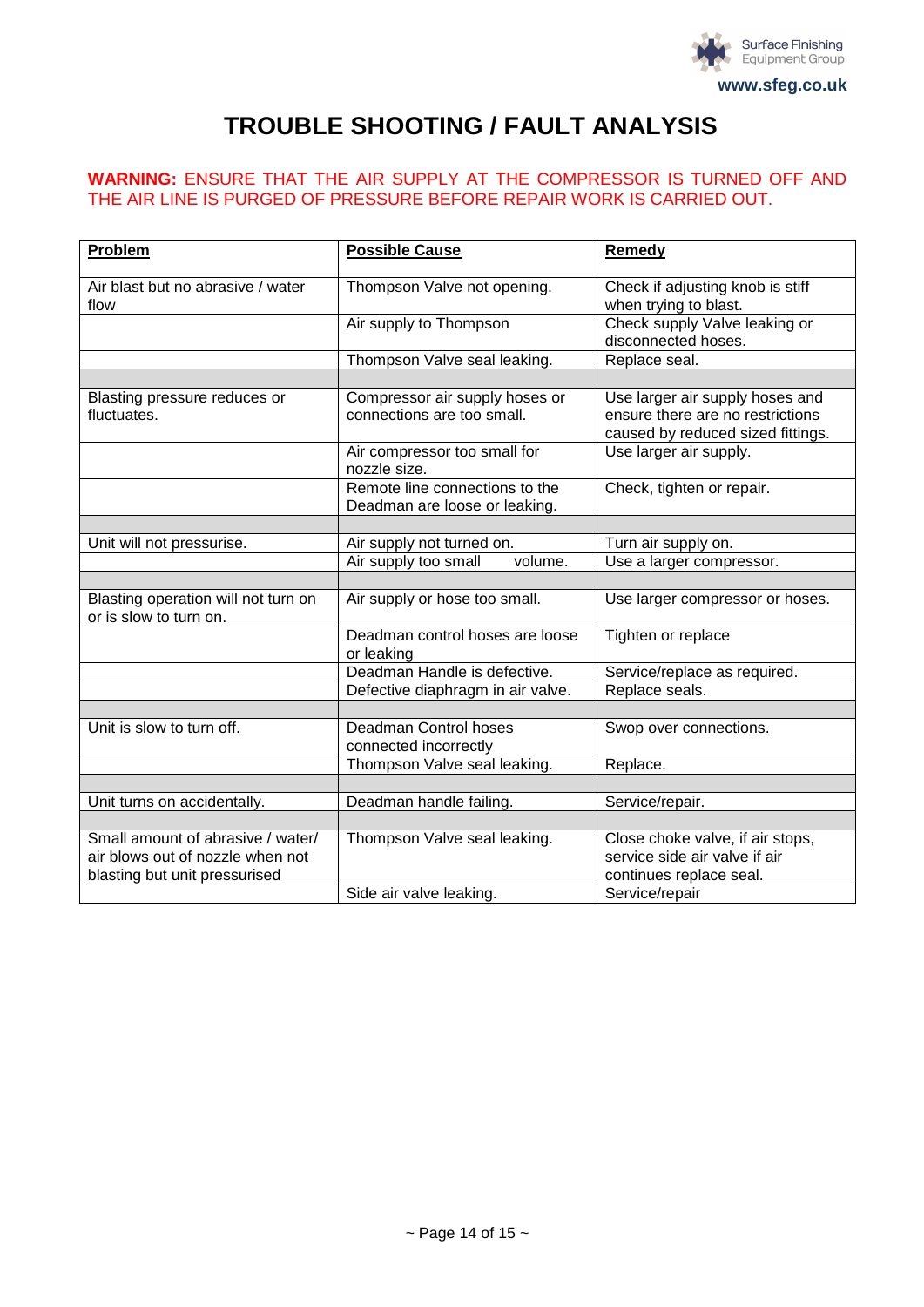# TROUBLE SHOOTING / FAULT ANALYSIS

**WARNING:** ENSURE THAT THE AIR SUPPLY AT THE COMPRESSOR IS TURNED OFF AND THE AIR LINE IS PURGED OF PRESSURE BEFORE REPAIR WORK IS CARRIED OUT.

| Problem | Possible Cause | Remedy |
|---|---|---|
| Air blast but no abrasive / water flow | Thompson Valve not opening. | Check if adjusting knob is stiff when trying to blast. |
| | Air supply to Thompson | Check supply Valve leaking or disconnected hoses. |
| | Thompson Valve seal leaking. | Replace seal. |
| | | |
| Blasting pressure reduces or fluctuates. | Compressor air supply hoses or connections are too small. | Use larger air supply hoses and ensure there are no restrictions caused by reduced sized fittings. |
| | Air compressor too small for nozzle size. | Use larger air supply. |
| | Remote line connections to the Deadman are loose or leaking. | Check, tighten or repair. |
| | | |
| Unit will not pressurise. | Air supply not turned on. | Turn air supply on. |
| | Air supply too small volume. | Use a larger compressor. |
| | | |
| Blasting operation will not turn on or is slow to turn on. | Air supply or hose too small. | Use larger compressor or hoses. |
| | Deadman control hoses are loose or leaking | Tighten or replace |
| | Deadman Handle is defective. | Service/replace as required. |
| | Defective diaphragm in air valve. | Replace seals. |
| | | |
| Unit is slow to turn off. | Deadman Control hoses connected incorrectly | Swop over connections. |
| | Thompson Valve seal leaking. | Replace. |
| | | |
| Unit turns on accidentally. | Deadman handle failing. | Service/repair. |
| | | |
| Small amount of abrasive / water/ air blows out of nozzle when not blasting but unit pressurised | Thompson Valve seal leaking. | Close choke valve, if air stops, service side air valve if air continues replace seal. |
| | Side air valve leaking. | Service/repair |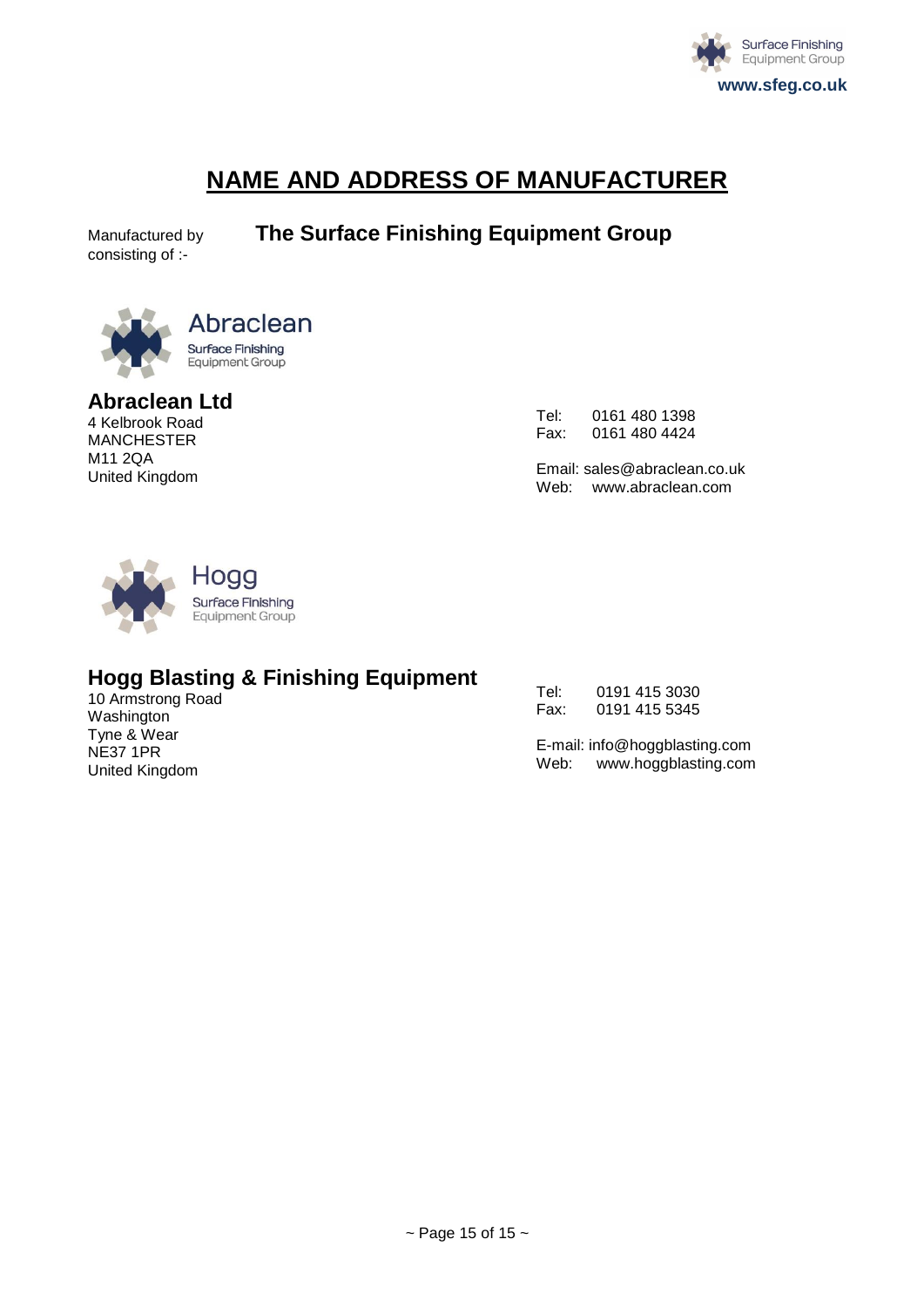# NAME AND ADDRESS OF MANUFACTURER

Manufactured by consisting of :-

**The Surface Finishing Equipment Group**

Abraclean
Surface Finishing
Equipment Group

## Abraclean Ltd

4 Kelbrook Road
MANCHESTER
M11 2QA
United Kingdom

Tel: 0161 480 1398
Fax: 0161 480 4424

Email: sales@abraclean.co.uk
Web: www.abraclean.com

Hogg
Surface Finishing
Equipment Group

## Hogg Blasting & Finishing Equipment

10 Armstrong Road
Washington
Tyne & Wear
NE37 1PR
United Kingdom

Tel: 0191 415 3030
Fax: 0191 415 5345

E-mail: info@hoggblasting.com
Web: www.hoggblasting.com